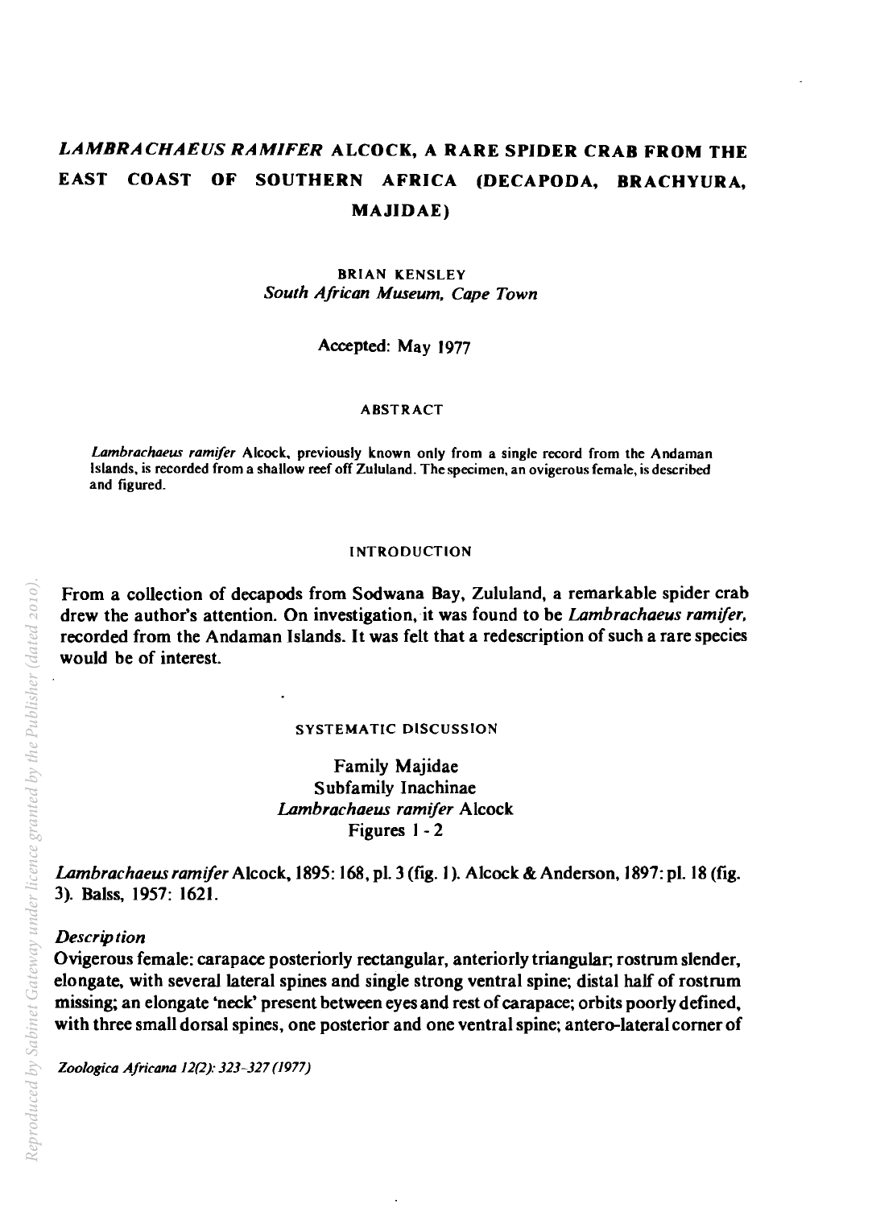# *LAMBRACHAEUS RAMIFER* ALCOCK, A RARE SPIDER CRAB FROM THE EAST COAST OF SOUTHERN AFRICA (DECAPODA, BRACHYURA, MAJIDAE)

BRIAN KENSLEY

*South African Museum, Cape Town*

Accepted: May 1977

## ABSTRACT

*Lambrachaeus ramifer* Alcock, previously known only from a single record from the Andaman Islands, is recorded from a shallow reef off Zululand. The specimen, an ovigerous female, is described and figured.

## INTRODUCTION

From a collection of decapods from Sodwana Bay, Zululand, a remarkable spider crab drew the author's attention. On investigation, it was found to be *Lambrachaeus ramifer*, recorded from the Andaman Islands. It was felt that a redescription of such a rare species would be of interest.

## SYSTEMATIC DISCUSSION

Family Majidae
Subfamily Inachinae
*Lambrachaeus ramifer* Alcock
Figures 1 - 2

*Lambrachaeus ramifer* Alcock, 1895: 168, pl. 3 (fig. 1). Alcock & Anderson, 1897: pl. 18 (fig. 3). Balss, 1957: 1621.

### *Description*

Ovigerous female: carapace posteriorly rectangular, anteriorly triangular; rostrum slender, elongate, with several lateral spines and single strong ventral spine; distal half of rostrum missing; an elongate 'neck' present between eyes and rest of carapace; orbits poorly defined, with three small dorsal spines, one posterior and one ventral spine; antero-lateral corner of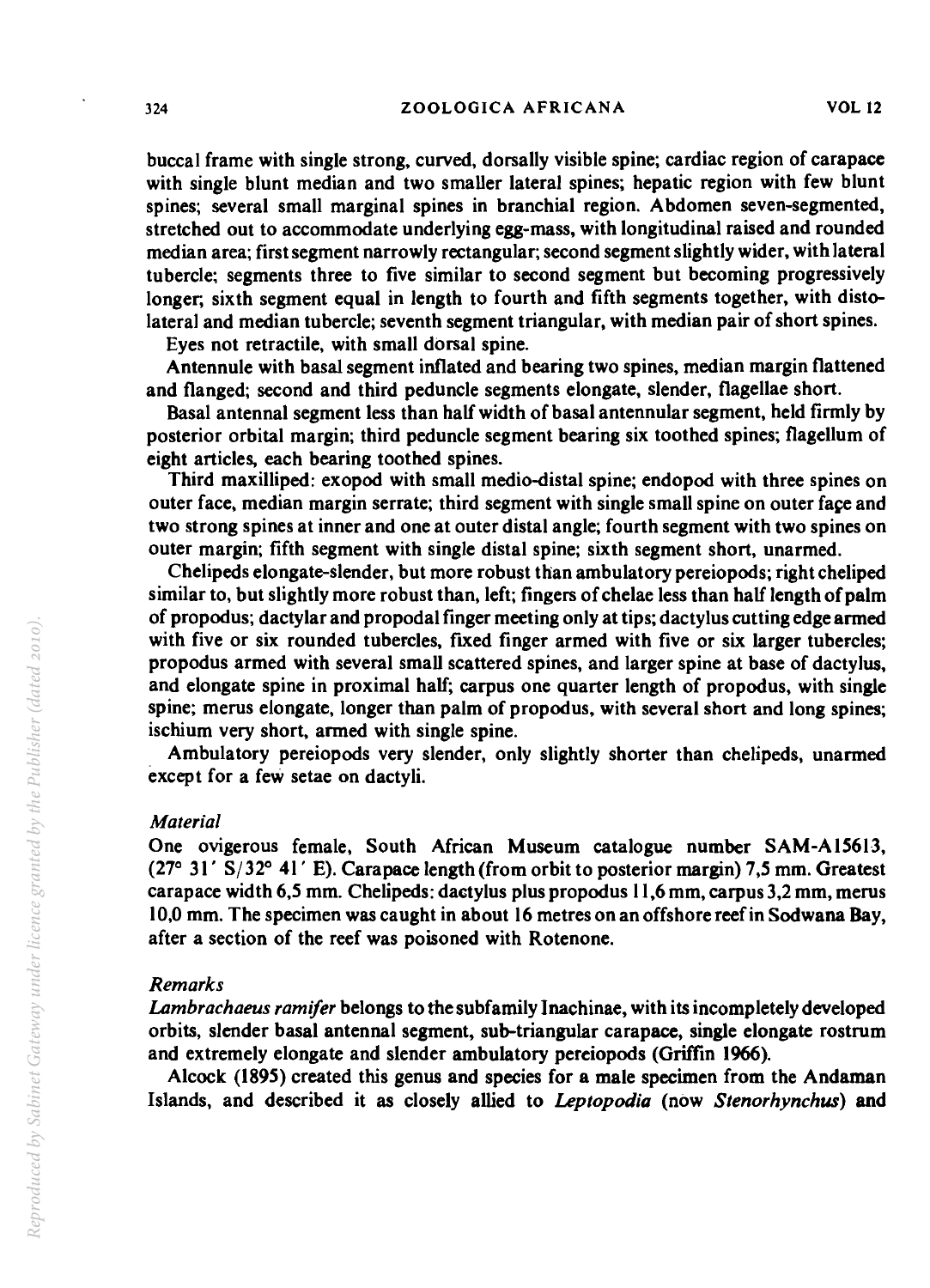buccal frame with single strong, curved, dorsally visible spine; cardiac region of carapace with single blunt median and two smaller lateral spines; hepatic region with few blunt spines; several small marginal spines in branchial region. Abdomen seven-segmented, stretched out to accommodate underlying egg-mass, with longitudinal raised and rounded median area; first segment narrowly rectangular; second segment slightly wider, with lateral tubercle; segments three to five similar to second segment but becoming progressively longer; sixth segment equal in length to fourth and fifth segments together, with disto-lateral and median tubercle; seventh segment triangular, with median pair of short spines.

Eyes not retractile, with small dorsal spine.

Antennule with basal segment inflated and bearing two spines, median margin flattened and flanged; second and third peduncle segments elongate, slender, flagellae short.

Basal antennal segment less than half width of basal antennular segment, held firmly by posterior orbital margin; third peduncle segment bearing six toothed spines; flagellum of eight articles, each bearing toothed spines.

Third maxilliped: exopod with small medio-distal spine; endopod with three spines on outer face, median margin serrate; third segment with single small spine on outer façe and two strong spines at inner and one at outer distal angle; fourth segment with two spines on outer margin; fifth segment with single distal spine; sixth segment short, unarmed.

Chelipeds elongate-slender, but more robust than ambulatory pereiopods; right cheliped similar to, but slightly more robust than, left; fingers of chelae less than half length of palm of propodus; dactylar and propodal finger meeting only at tips; dactylus cutting edge armed with five or six rounded tubercles, fixed finger armed with five or six larger tubercles; propodus armed with several small scattered spines, and larger spine at base of dactylus, and elongate spine in proximal half; carpus one quarter length of propodus, with single spine; merus elongate, longer than palm of propodus, with several short and long spines; ischium very short, armed with single spine.

Ambulatory pereiopods very slender, only slightly shorter than chelipeds, unarmed except for a few setae on dactyli.

### *Material*

One ovigerous female, South African Museum catalogue number SAM-A15613, (27° 31′ S/32° 41′ E). Carapace length (from orbit to posterior margin) 7,5 mm. Greatest carapace width 6,5 mm. Chelipeds: dactylus plus propodus 11,6 mm, carpus 3,2 mm, merus 10,0 mm. The specimen was caught in about 16 metres on an offshore reef in Sodwana Bay, after a section of the reef was poisoned with Rotenone.

### *Remarks*

*Lambrachaeus ramifer* belongs to the subfamily Inachinae, with its incompletely developed orbits, slender basal antennal segment, sub-triangular carapace, single elongate rostrum and extremely elongate and slender ambulatory pereiopods (Griffin 1966).

Alcock (1895) created this genus and species for a male specimen from the Andaman Islands, and described it as closely allied to *Leptopodia* (now *Stenorhynchus*) and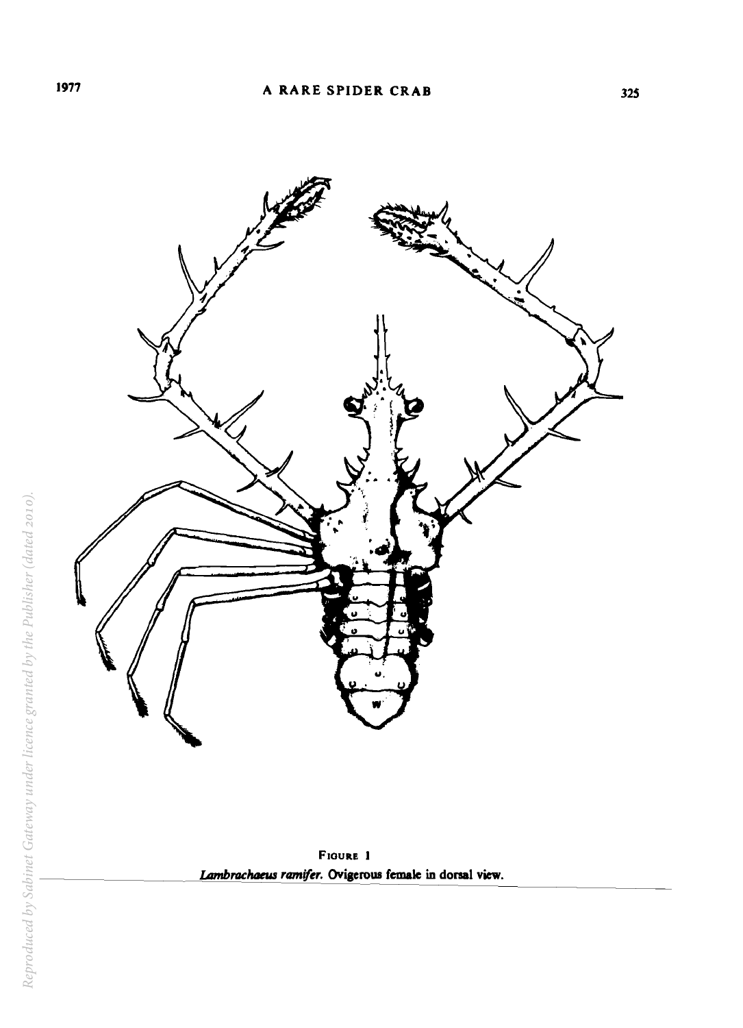**Figure 1**

*Lambrachaeus ramifer*. Ovigerous female in dorsal view.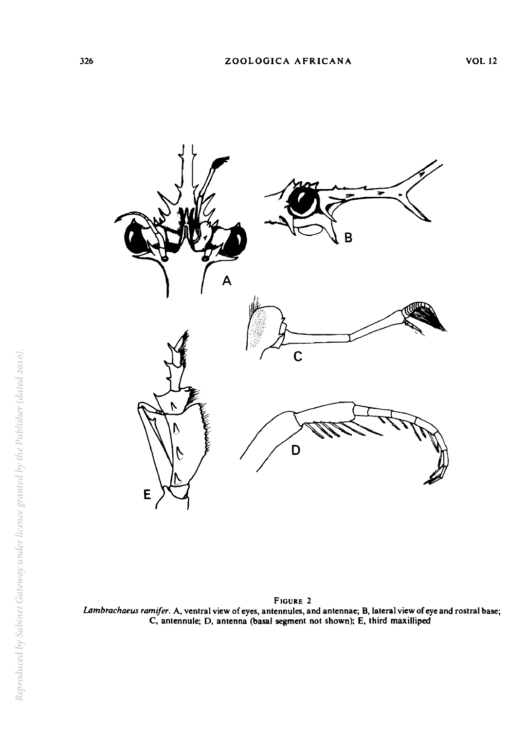FIGURE 2

*Lambrachaeus ramifer*. A, ventral view of eyes, antennules, and antennae; B, lateral view of eye and rostral base; C, antennule; D, antenna (basal segment not shown); E, third maxilliped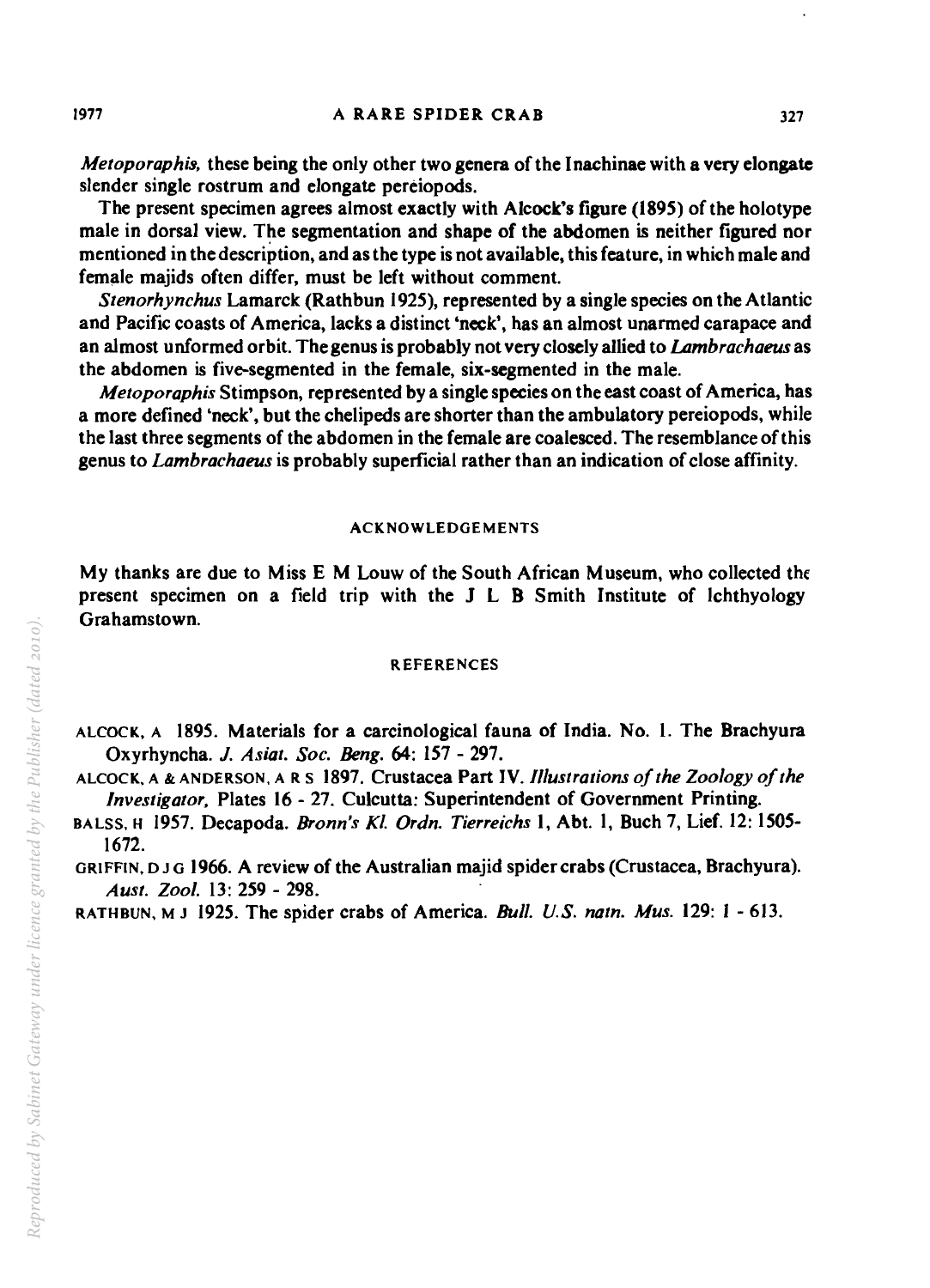*Metoporaphis*, these being the only other two genera of the Inachinae with a very elongate slender single rostrum and elongate pereiopods.

The present specimen agrees almost exactly with Alcock's figure (1895) of the holotype male in dorsal view. The segmentation and shape of the abdomen is neither figured nor mentioned in the description, and as the type is not available, this feature, in which male and female majids often differ, must be left without comment.

*Stenorhynchus* Lamarck (Rathbun 1925), represented by a single species on the Atlantic and Pacific coasts of America, lacks a distinct 'neck', has an almost unarmed carapace and an almost unformed orbit. The genus is probably not very closely allied to *Lambrachaeus* as the abdomen is five-segmented in the female, six-segmented in the male.

*Metoporaphis* Stimpson, represented by a single species on the east coast of America, has a more defined 'neck', but the chelipeds are shorter than the ambulatory pereiopods, while the last three segments of the abdomen in the female are coalesced. The resemblance of this genus to *Lambrachaeus* is probably superficial rather than an indication of close affinity.

## ACKNOWLEDGEMENTS

My thanks are due to Miss E M Louw of the South African Museum, who collected the present specimen on a field trip with the J L B Smith Institute of Ichthyology Grahamstown.

## REFERENCES

ALCOCK, A 1895. Materials for a carcinological fauna of India. No. 1. The Brachyura Oxyrhyncha. *J. Asiat. Soc. Beng.* 64: 157 - 297.

ALCOCK, A & ANDERSON, A R S 1897. Crustacea Part IV. *Illustrations of the Zoology of the Investigator,* Plates 16 - 27. Culcutta: Superintendent of Government Printing.

BALSS, H 1957. Decapoda. *Bronn's Kl. Ordn. Tierreichs* 1, Abt. 1, Buch 7, Lief. 12: 1505-1672.

GRIFFIN, D J G 1966. A review of the Australian majid spider crabs (Crustacea, Brachyura). *Aust. Zool.* 13: 259 - 298.

RATHBUN, M J 1925. The spider crabs of America. *Bull. U.S. natn. Mus.* 129: 1 - 613.